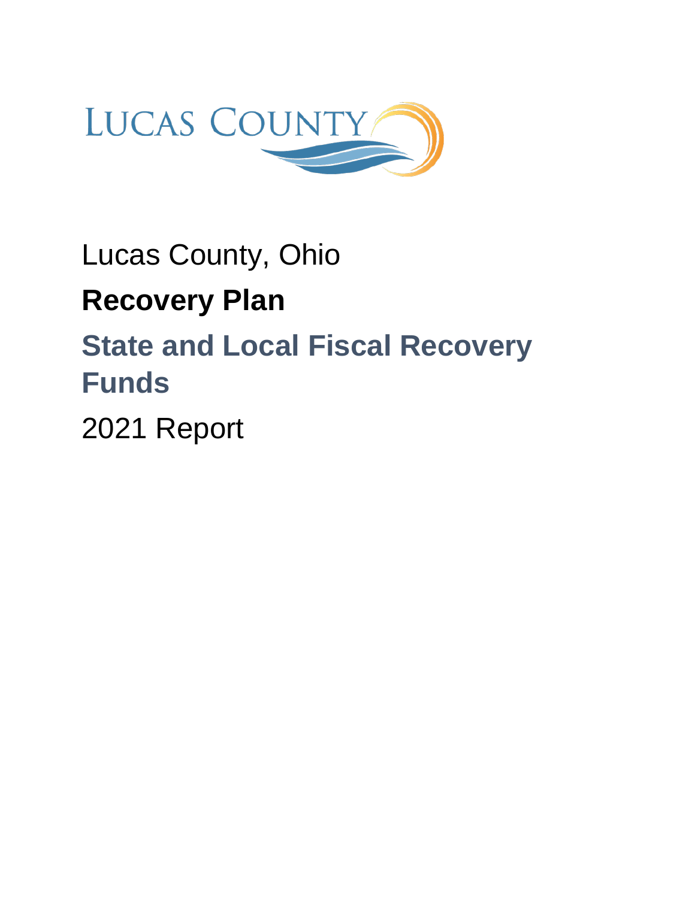LUCAS COUNTY

Lucas County, Ohio

# Recovery Plan

## State and Local Fiscal Recovery Funds

2021 Report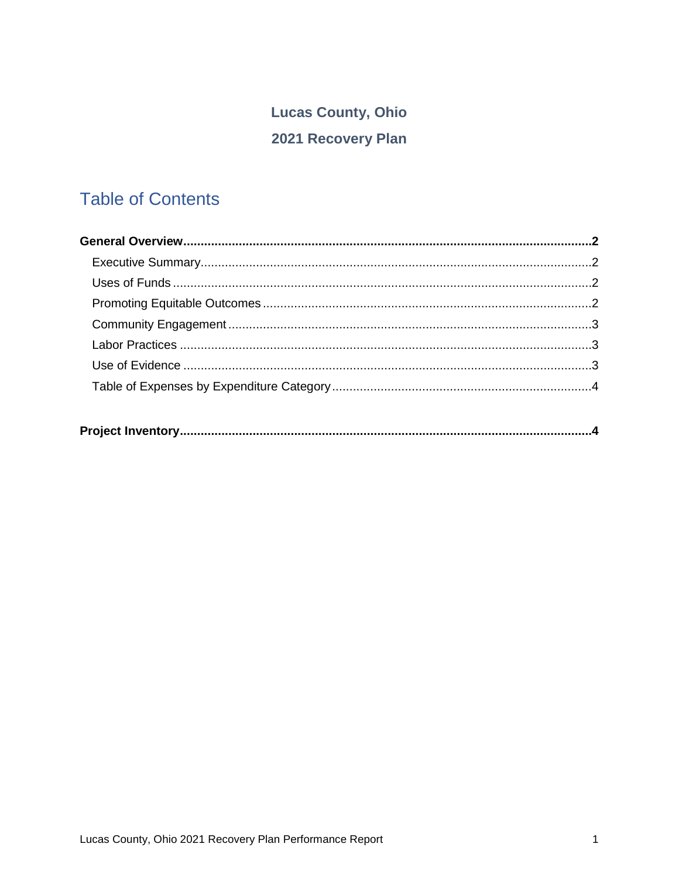**Lucas County, Ohio**

**2021 Recovery Plan**

# Table of Contents

**General Overview** ..... **2**

- Executive Summary ..... 2
- Uses of Funds ..... 2
- Promoting Equitable Outcomes ..... 2
- Community Engagement ..... 3
- Labor Practices ..... 3
- Use of Evidence ..... 3
- Table of Expenses by Expenditure Category ..... 4

**Project Inventory** ..... **4**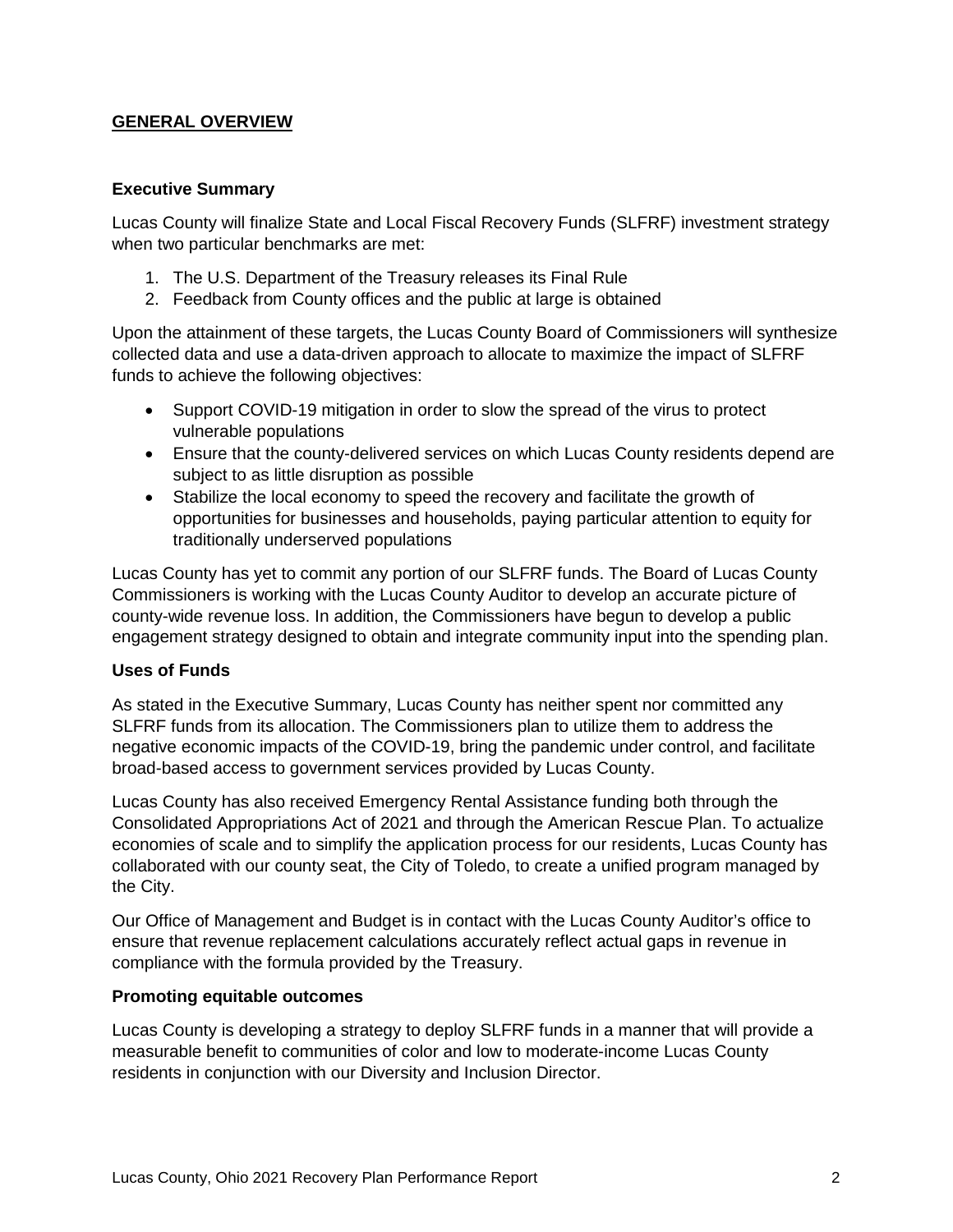## GENERAL OVERVIEW

### Executive Summary

Lucas County will finalize State and Local Fiscal Recovery Funds (SLFRF) investment strategy when two particular benchmarks are met:

1. The U.S. Department of the Treasury releases its Final Rule
2. Feedback from County offices and the public at large is obtained

Upon the attainment of these targets, the Lucas County Board of Commissioners will synthesize collected data and use a data-driven approach to allocate to maximize the impact of SLFRF funds to achieve the following objectives:

- Support COVID-19 mitigation in order to slow the spread of the virus to protect vulnerable populations
- Ensure that the county-delivered services on which Lucas County residents depend are subject to as little disruption as possible
- Stabilize the local economy to speed the recovery and facilitate the growth of opportunities for businesses and households, paying particular attention to equity for traditionally underserved populations

Lucas County has yet to commit any portion of our SLFRF funds. The Board of Lucas County Commissioners is working with the Lucas County Auditor to develop an accurate picture of county-wide revenue loss. In addition, the Commissioners have begun to develop a public engagement strategy designed to obtain and integrate community input into the spending plan.

### Uses of Funds

As stated in the Executive Summary, Lucas County has neither spent nor committed any SLFRF funds from its allocation. The Commissioners plan to utilize them to address the negative economic impacts of the COVID-19, bring the pandemic under control, and facilitate broad-based access to government services provided by Lucas County.

Lucas County has also received Emergency Rental Assistance funding both through the Consolidated Appropriations Act of 2021 and through the American Rescue Plan. To actualize economies of scale and to simplify the application process for our residents, Lucas County has collaborated with our county seat, the City of Toledo, to create a unified program managed by the City.

Our Office of Management and Budget is in contact with the Lucas County Auditor's office to ensure that revenue replacement calculations accurately reflect actual gaps in revenue in compliance with the formula provided by the Treasury.

### Promoting equitable outcomes

Lucas County is developing a strategy to deploy SLFRF funds in a manner that will provide a measurable benefit to communities of color and low to moderate-income Lucas County residents in conjunction with our Diversity and Inclusion Director.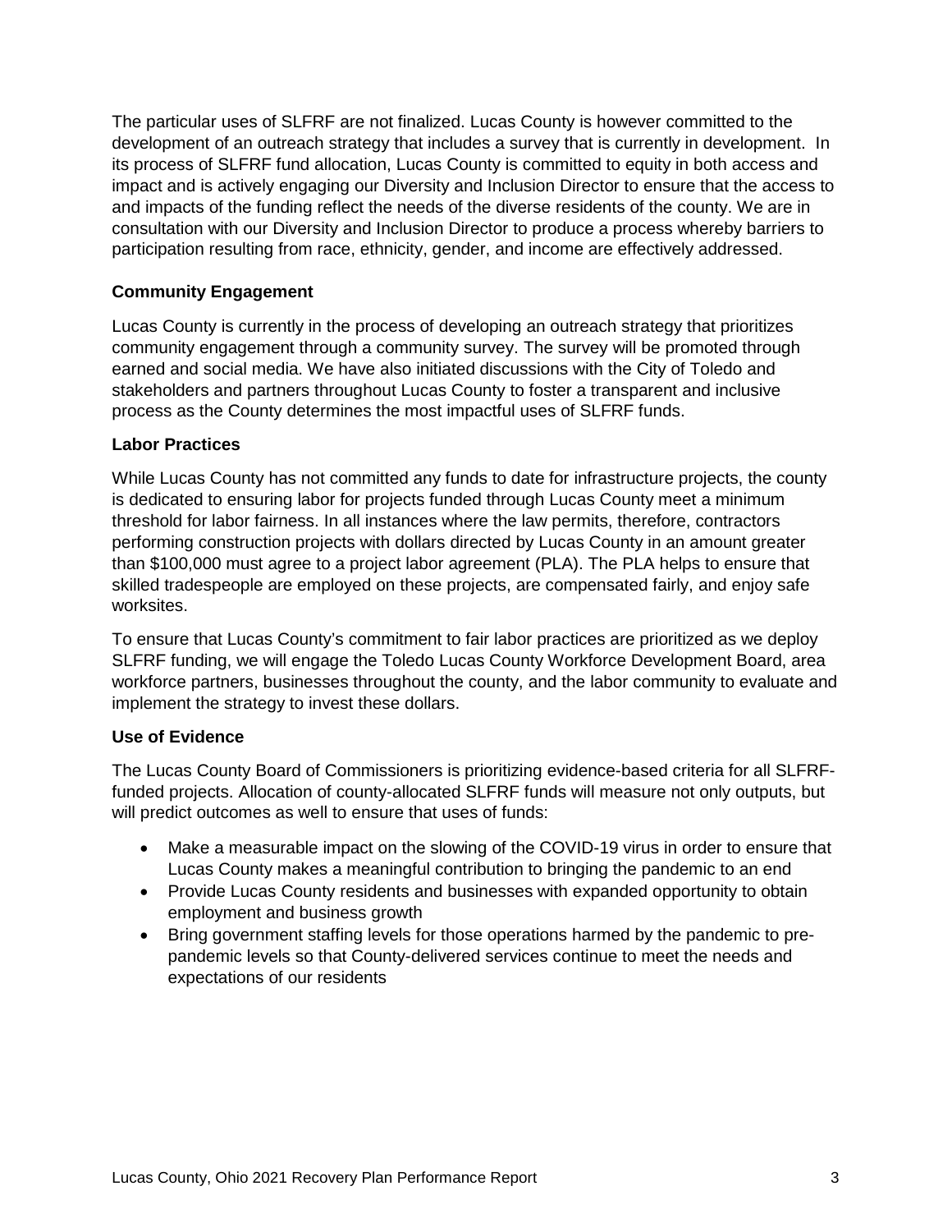The particular uses of SLFRF are not finalized. Lucas County is however committed to the development of an outreach strategy that includes a survey that is currently in development. In its process of SLFRF fund allocation, Lucas County is committed to equity in both access and impact and is actively engaging our Diversity and Inclusion Director to ensure that the access to and impacts of the funding reflect the needs of the diverse residents of the county. We are in consultation with our Diversity and Inclusion Director to produce a process whereby barriers to participation resulting from race, ethnicity, gender, and income are effectively addressed.

**Community Engagement**

Lucas County is currently in the process of developing an outreach strategy that prioritizes community engagement through a community survey. The survey will be promoted through earned and social media. We have also initiated discussions with the City of Toledo and stakeholders and partners throughout Lucas County to foster a transparent and inclusive process as the County determines the most impactful uses of SLFRF funds.

**Labor Practices**

While Lucas County has not committed any funds to date for infrastructure projects, the county is dedicated to ensuring labor for projects funded through Lucas County meet a minimum threshold for labor fairness. In all instances where the law permits, therefore, contractors performing construction projects with dollars directed by Lucas County in an amount greater than $100,000 must agree to a project labor agreement (PLA). The PLA helps to ensure that skilled tradespeople are employed on these projects, are compensated fairly, and enjoy safe worksites.

To ensure that Lucas County's commitment to fair labor practices are prioritized as we deploy SLFRF funding, we will engage the Toledo Lucas County Workforce Development Board, area workforce partners, businesses throughout the county, and the labor community to evaluate and implement the strategy to invest these dollars.

**Use of Evidence**

The Lucas County Board of Commissioners is prioritizing evidence-based criteria for all SLFRF-funded projects. Allocation of county-allocated SLFRF funds will measure not only outputs, but will predict outcomes as well to ensure that uses of funds:

- Make a measurable impact on the slowing of the COVID-19 virus in order to ensure that Lucas County makes a meaningful contribution to bringing the pandemic to an end
- Provide Lucas County residents and businesses with expanded opportunity to obtain employment and business growth
- Bring government staffing levels for those operations harmed by the pandemic to pre-pandemic levels so that County-delivered services continue to meet the needs and expectations of our residents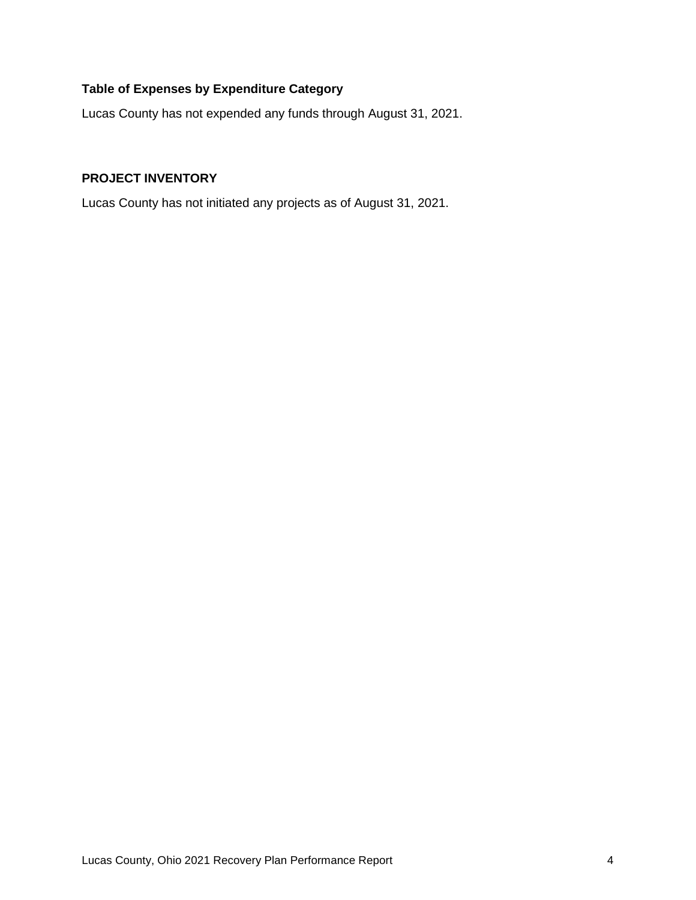### Table of Expenses by Expenditure Category

Lucas County has not expended any funds through August 31, 2021.

### PROJECT INVENTORY

Lucas County has not initiated any projects as of August 31, 2021.